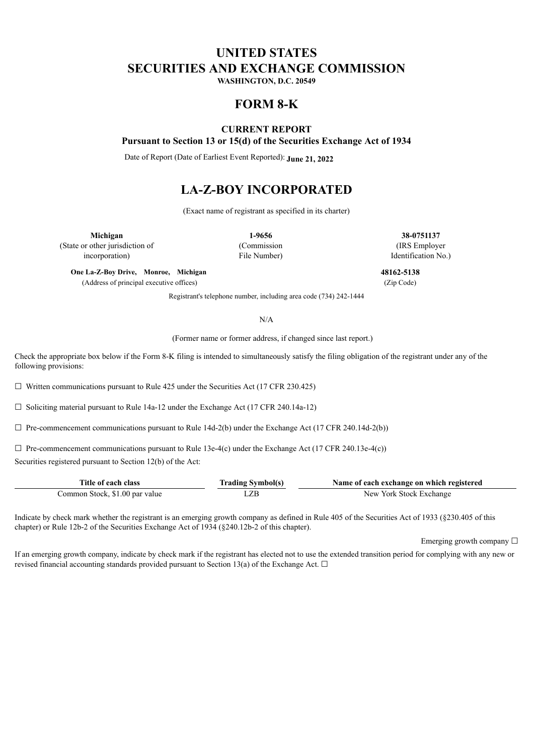# UNITED STATES
# SECURITIES AND EXCHANGE COMMISSION

**WASHINGTON, D.C. 20549**

## FORM 8-K

**CURRENT REPORT**

**Pursuant to Section 13 or 15(d) of the Securities Exchange Act of 1934**

Date of Report (Date of Earliest Event Reported): **June 21, 2022**

## LA-Z-BOY INCORPORATED

(Exact name of registrant as specified in its charter)

| **Michigan** | **1-9656** | **38-0751137** |
|---|---|---|
| (State or other jurisdiction of incorporation) | (Commission File Number) | (IRS Employer Identification No.) |

| **One La-Z-Boy Drive, Monroe, Michigan** | **48162-5138** |
|---|---|
| (Address of principal executive offices) | (Zip Code) |

Registrant's telephone number, including area code (734) 242-1444

N/A

(Former name or former address, if changed since last report.)

Check the appropriate box below if the Form 8-K filing is intended to simultaneously satisfy the filing obligation of the registrant under any of the following provisions:

☐ Written communications pursuant to Rule 425 under the Securities Act (17 CFR 230.425)

☐ Soliciting material pursuant to Rule 14a-12 under the Exchange Act (17 CFR 240.14a-12)

☐ Pre-commencement communications pursuant to Rule 14d-2(b) under the Exchange Act (17 CFR 240.14d-2(b))

☐ Pre-commencement communications pursuant to Rule 13e-4(c) under the Exchange Act (17 CFR 240.13e-4(c))

Securities registered pursuant to Section 12(b) of the Act:

| Title of each class | Trading Symbol(s) | Name of each exchange on which registered |
|---|---|---|
| Common Stock, $1.00 par value | LZB | New York Stock Exchange |

Indicate by check mark whether the registrant is an emerging growth company as defined in Rule 405 of the Securities Act of 1933 (§230.405 of this chapter) or Rule 12b-2 of the Securities Exchange Act of 1934 (§240.12b-2 of this chapter).

Emerging growth company ☐

If an emerging growth company, indicate by check mark if the registrant has elected not to use the extended transition period for complying with any new or revised financial accounting standards provided pursuant to Section 13(a) of the Exchange Act. ☐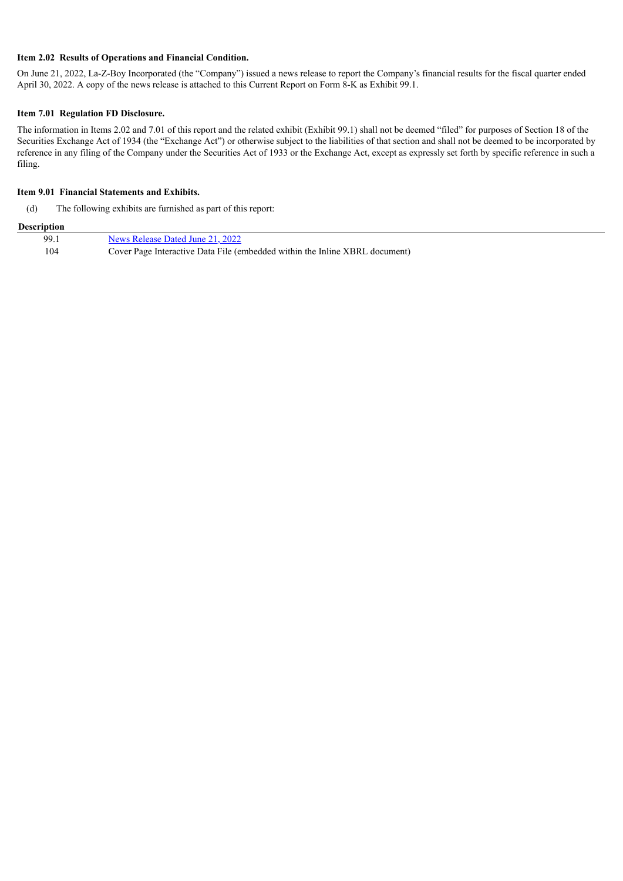**Item 2.02 Results of Operations and Financial Condition.**

On June 21, 2022, La-Z-Boy Incorporated (the "Company") issued a news release to report the Company's financial results for the fiscal quarter ended April 30, 2022. A copy of the news release is attached to this Current Report on Form 8-K as Exhibit 99.1.

**Item 7.01 Regulation FD Disclosure.**

The information in Items 2.02 and 7.01 of this report and the related exhibit (Exhibit 99.1) shall not be deemed "filed" for purposes of Section 18 of the Securities Exchange Act of 1934 (the "Exchange Act") or otherwise subject to the liabilities of that section and shall not be deemed to be incorporated by reference in any filing of the Company under the Securities Act of 1933 or the Exchange Act, except as expressly set forth by specific reference in such a filing.

**Item 9.01 Financial Statements and Exhibits.**

(d) The following exhibits are furnished as part of this report:

| Description | |
|---|---|
| 99.1 | News Release Dated June 21, 2022 |
| 104 | Cover Page Interactive Data File (embedded within the Inline XBRL document) |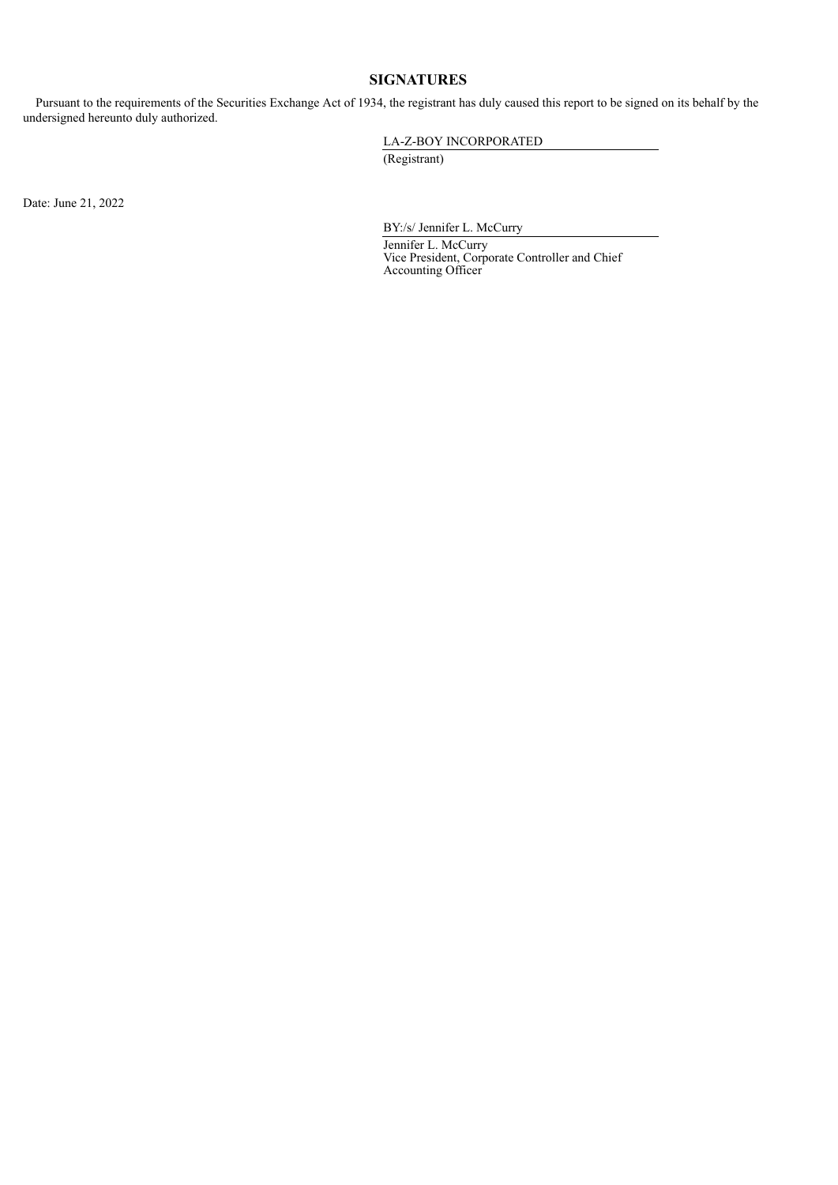## SIGNATURES

Pursuant to the requirements of the Securities Exchange Act of 1934, the registrant has duly caused this report to be signed on its behalf by the undersigned hereunto duly authorized.

LA-Z-BOY INCORPORATED
(Registrant)

Date: June 21, 2022

BY:/s/ Jennifer L. McCurry
Jennifer L. McCurry
Vice President, Corporate Controller and Chief Accounting Officer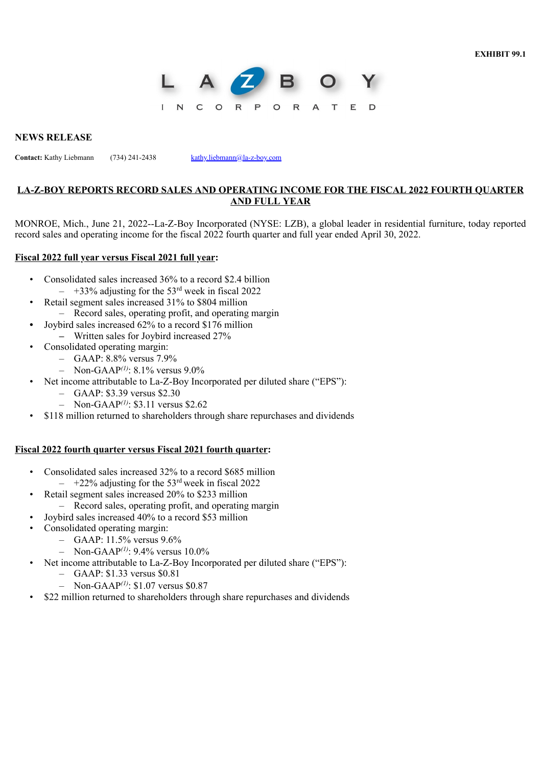EXHIBIT 99.1

LA-Z-BOY INCORPORATED

## NEWS RELEASE

**Contact:** Kathy Liebmann (734) 241-2438 kathy.liebmann@la-z-boy.com

## LA-Z-BOY REPORTS RECORD SALES AND OPERATING INCOME FOR THE FISCAL 2022 FOURTH QUARTER AND FULL YEAR

MONROE, Mich., June 21, 2022--La-Z-Boy Incorporated (NYSE: LZB), a global leader in residential furniture, today reported record sales and operating income for the fiscal 2022 fourth quarter and full year ended April 30, 2022.

**Fiscal 2022 full year versus Fiscal 2021 full year:**

- Consolidated sales increased 36% to a record $2.4 billion
  - +33% adjusting for the 53rd week in fiscal 2022
- Retail segment sales increased 31% to $804 million
  - Record sales, operating profit, and operating margin
- Joybird sales increased 62% to a record $176 million
  - Written sales for Joybird increased 27%
- Consolidated operating margin:
  - GAAP: 8.8% versus 7.9%
  - Non-GAAP*(1)*: 8.1% versus 9.0%
- Net income attributable to La-Z-Boy Incorporated per diluted share ("EPS"):
  - GAAP: $3.39 versus $2.30
  - Non-GAAP*(1)*: $3.11 versus $2.62
- $118 million returned to shareholders through share repurchases and dividends

**Fiscal 2022 fourth quarter versus Fiscal 2021 fourth quarter:**

- Consolidated sales increased 32% to a record $685 million
  - +22% adjusting for the 53rd week in fiscal 2022
- Retail segment sales increased 20% to $233 million
  - Record sales, operating profit, and operating margin
- Joybird sales increased 40% to a record $53 million
- Consolidated operating margin:
  - GAAP: 11.5% versus 9.6%
  - Non-GAAP*(1)*: 9.4% versus 10.0%
- Net income attributable to La-Z-Boy Incorporated per diluted share ("EPS"):
  - GAAP: $1.33 versus $0.81
  - Non-GAAP*(1)*: $1.07 versus $0.87
- $22 million returned to shareholders through share repurchases and dividends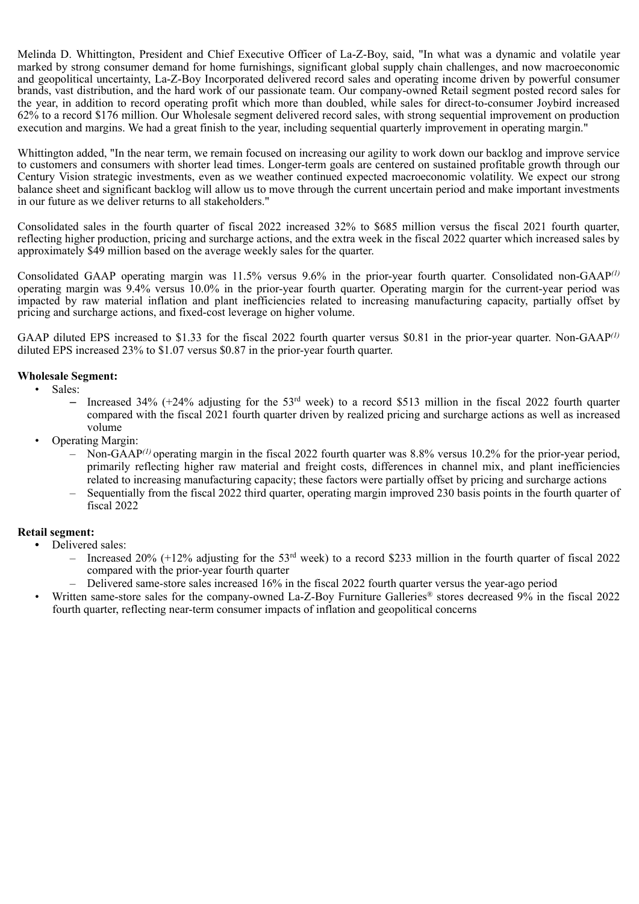Melinda D. Whittington, President and Chief Executive Officer of La-Z-Boy, said, "In what was a dynamic and volatile year marked by strong consumer demand for home furnishings, significant global supply chain challenges, and now macroeconomic and geopolitical uncertainty, La-Z-Boy Incorporated delivered record sales and operating income driven by powerful consumer brands, vast distribution, and the hard work of our passionate team. Our company-owned Retail segment posted record sales for the year, in addition to record operating profit which more than doubled, while sales for direct-to-consumer Joybird increased 62% to a record $176 million. Our Wholesale segment delivered record sales, with strong sequential improvement on production execution and margins. We had a great finish to the year, including sequential quarterly improvement in operating margin."

Whittington added, "In the near term, we remain focused on increasing our agility to work down our backlog and improve service to customers and consumers with shorter lead times. Longer-term goals are centered on sustained profitable growth through our Century Vision strategic investments, even as we weather continued expected macroeconomic volatility. We expect our strong balance sheet and significant backlog will allow us to move through the current uncertain period and make important investments in our future as we deliver returns to all stakeholders."

Consolidated sales in the fourth quarter of fiscal 2022 increased 32% to $685 million versus the fiscal 2021 fourth quarter, reflecting higher production, pricing and surcharge actions, and the extra week in the fiscal 2022 quarter which increased sales by approximately $49 million based on the average weekly sales for the quarter.

Consolidated GAAP operating margin was 11.5% versus 9.6% in the prior-year fourth quarter. Consolidated non-GAAP*(1)* operating margin was 9.4% versus 10.0% in the prior-year fourth quarter. Operating margin for the current-year period was impacted by raw material inflation and plant inefficiencies related to increasing manufacturing capacity, partially offset by pricing and surcharge actions, and fixed-cost leverage on higher volume.

GAAP diluted EPS increased to $1.33 for the fiscal 2022 fourth quarter versus $0.81 in the prior-year quarter. Non-GAAP*(1)* diluted EPS increased 23% to $1.07 versus $0.87 in the prior-year fourth quarter.

**Wholesale Segment:**

- Sales:
  - Increased 34% (+24% adjusting for the 53rd week) to a record $513 million in the fiscal 2022 fourth quarter compared with the fiscal 2021 fourth quarter driven by realized pricing and surcharge actions as well as increased volume
- Operating Margin:
  - Non-GAAP*(1)* operating margin in the fiscal 2022 fourth quarter was 8.8% versus 10.2% for the prior-year period, primarily reflecting higher raw material and freight costs, differences in channel mix, and plant inefficiencies related to increasing manufacturing capacity; these factors were partially offset by pricing and surcharge actions
  - Sequentially from the fiscal 2022 third quarter, operating margin improved 230 basis points in the fourth quarter of fiscal 2022

**Retail segment:**

- Delivered sales:
  - Increased 20% (+12% adjusting for the 53rd week) to a record $233 million in the fourth quarter of fiscal 2022 compared with the prior-year fourth quarter
  - Delivered same-store sales increased 16% in the fiscal 2022 fourth quarter versus the year-ago period
- Written same-store sales for the company-owned La-Z-Boy Furniture Galleries® stores decreased 9% in the fiscal 2022 fourth quarter, reflecting near-term consumer impacts of inflation and geopolitical concerns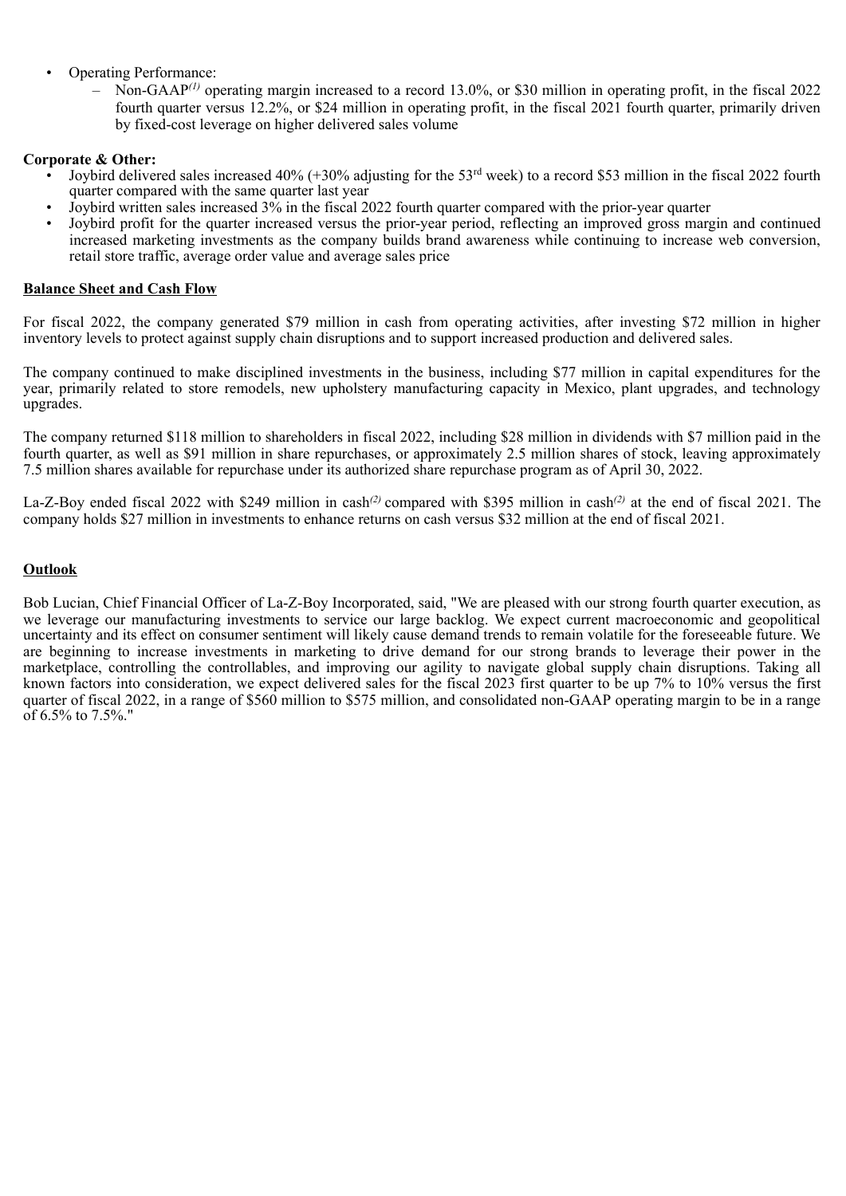- Operating Performance:
  - Non-GAAP[(1)] operating margin increased to a record 13.0%, or $30 million in operating profit, in the fiscal 2022 fourth quarter versus 12.2%, or $24 million in operating profit, in the fiscal 2021 fourth quarter, primarily driven by fixed-cost leverage on higher delivered sales volume

**Corporate & Other:**

- Joybird delivered sales increased 40% (+30% adjusting for the 53rd week) to a record $53 million in the fiscal 2022 fourth quarter compared with the same quarter last year
- Joybird written sales increased 3% in the fiscal 2022 fourth quarter compared with the prior-year quarter
- Joybird profit for the quarter increased versus the prior-year period, reflecting an improved gross margin and continued increased marketing investments as the company builds brand awareness while continuing to increase web conversion, retail store traffic, average order value and average sales price

**Balance Sheet and Cash Flow**

For fiscal 2022, the company generated $79 million in cash from operating activities, after investing $72 million in higher inventory levels to protect against supply chain disruptions and to support increased production and delivered sales.

The company continued to make disciplined investments in the business, including $77 million in capital expenditures for the year, primarily related to store remodels, new upholstery manufacturing capacity in Mexico, plant upgrades, and technology upgrades.

The company returned $118 million to shareholders in fiscal 2022, including $28 million in dividends with $7 million paid in the fourth quarter, as well as $91 million in share repurchases, or approximately 2.5 million shares of stock, leaving approximately 7.5 million shares available for repurchase under its authorized share repurchase program as of April 30, 2022.

La-Z-Boy ended fiscal 2022 with $249 million in cash[(2)] compared with $395 million in cash[(2)] at the end of fiscal 2021. The company holds $27 million in investments to enhance returns on cash versus $32 million at the end of fiscal 2021.

**Outlook**

Bob Lucian, Chief Financial Officer of La-Z-Boy Incorporated, said, "We are pleased with our strong fourth quarter execution, as we leverage our manufacturing investments to service our large backlog. We expect current macroeconomic and geopolitical uncertainty and its effect on consumer sentiment will likely cause demand trends to remain volatile for the foreseeable future. We are beginning to increase investments in marketing to drive demand for our strong brands to leverage their power in the marketplace, controlling the controllables, and improving our agility to navigate global supply chain disruptions. Taking all known factors into consideration, we expect delivered sales for the fiscal 2023 first quarter to be up 7% to 10% versus the first quarter of fiscal 2022, in a range of $560 million to $575 million, and consolidated non-GAAP operating margin to be in a range of 6.5% to 7.5%."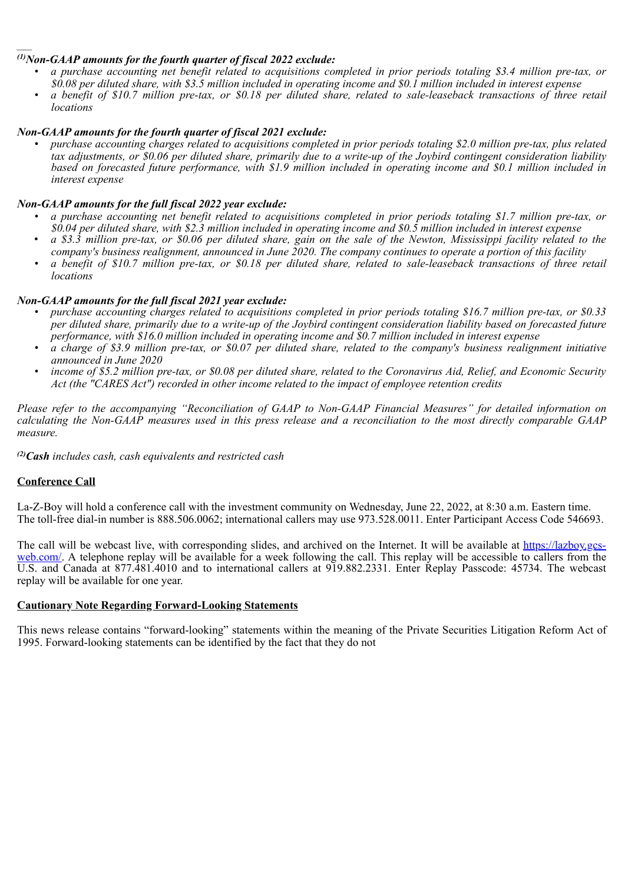[(1)] ***Non-GAAP amounts for the fourth quarter of fiscal 2022 exclude:***

- *a purchase accounting net benefit related to acquisitions completed in prior periods totaling $3.4 million pre-tax, or $0.08 per diluted share, with $3.5 million included in operating income and $0.1 million included in interest expense*
- *a benefit of $10.7 million pre-tax, or $0.18 per diluted share, related to sale-leaseback transactions of three retail locations*

***Non-GAAP amounts for the fourth quarter of fiscal 2021 exclude:***

- *purchase accounting charges related to acquisitions completed in prior periods totaling $2.0 million pre-tax, plus related tax adjustments, or $0.06 per diluted share, primarily due to a write-up of the Joybird contingent consideration liability based on forecasted future performance, with $1.9 million included in operating income and $0.1 million included in interest expense*

***Non-GAAP amounts for the full fiscal 2022 year exclude:***

- *a purchase accounting net benefit related to acquisitions completed in prior periods totaling $1.7 million pre-tax, or $0.04 per diluted share, with $2.3 million included in operating income and $0.5 million included in interest expense*
- *a $3.3 million pre-tax, or $0.06 per diluted share, gain on the sale of the Newton, Mississippi facility related to the company's business realignment, announced in June 2020. The company continues to operate a portion of this facility*
- *a benefit of $10.7 million pre-tax, or $0.18 per diluted share, related to sale-leaseback transactions of three retail locations*

***Non-GAAP amounts for the full fiscal 2021 year exclude:***

- *purchase accounting charges related to acquisitions completed in prior periods totaling $16.7 million pre-tax, or $0.33 per diluted share, primarily due to a write-up of the Joybird contingent consideration liability based on forecasted future performance, with $16.0 million included in operating income and $0.7 million included in interest expense*
- *a charge of $3.9 million pre-tax, or $0.07 per diluted share, related to the company's business realignment initiative announced in June 2020*
- *income of $5.2 million pre-tax, or $0.08 per diluted share, related to the Coronavirus Aid, Relief, and Economic Security Act (the "CARES Act") recorded in other income related to the impact of employee retention credits*

*Please refer to the accompanying "Reconciliation of GAAP to Non-GAAP Financial Measures" for detailed information on calculating the Non-GAAP measures used in this press release and a reconciliation to the most directly comparable GAAP measure.*

[(2)] ***Cash*** *includes cash, cash equivalents and restricted cash*

**Conference Call**

La-Z-Boy will hold a conference call with the investment community on Wednesday, June 22, 2022, at 8:30 a.m. Eastern time. The toll-free dial-in number is 888.506.0062; international callers may use 973.528.0011. Enter Participant Access Code 546693.

The call will be webcast live, with corresponding slides, and archived on the Internet. It will be available at https://lazboy.gcs-web.com/. A telephone replay will be available for a week following the call. This replay will be accessible to callers from the U.S. and Canada at 877.481.4010 and to international callers at 919.882.2331. Enter Replay Passcode: 45734. The webcast replay will be available for one year.

**Cautionary Note Regarding Forward-Looking Statements**

This news release contains "forward-looking" statements within the meaning of the Private Securities Litigation Reform Act of 1995. Forward-looking statements can be identified by the fact that they do not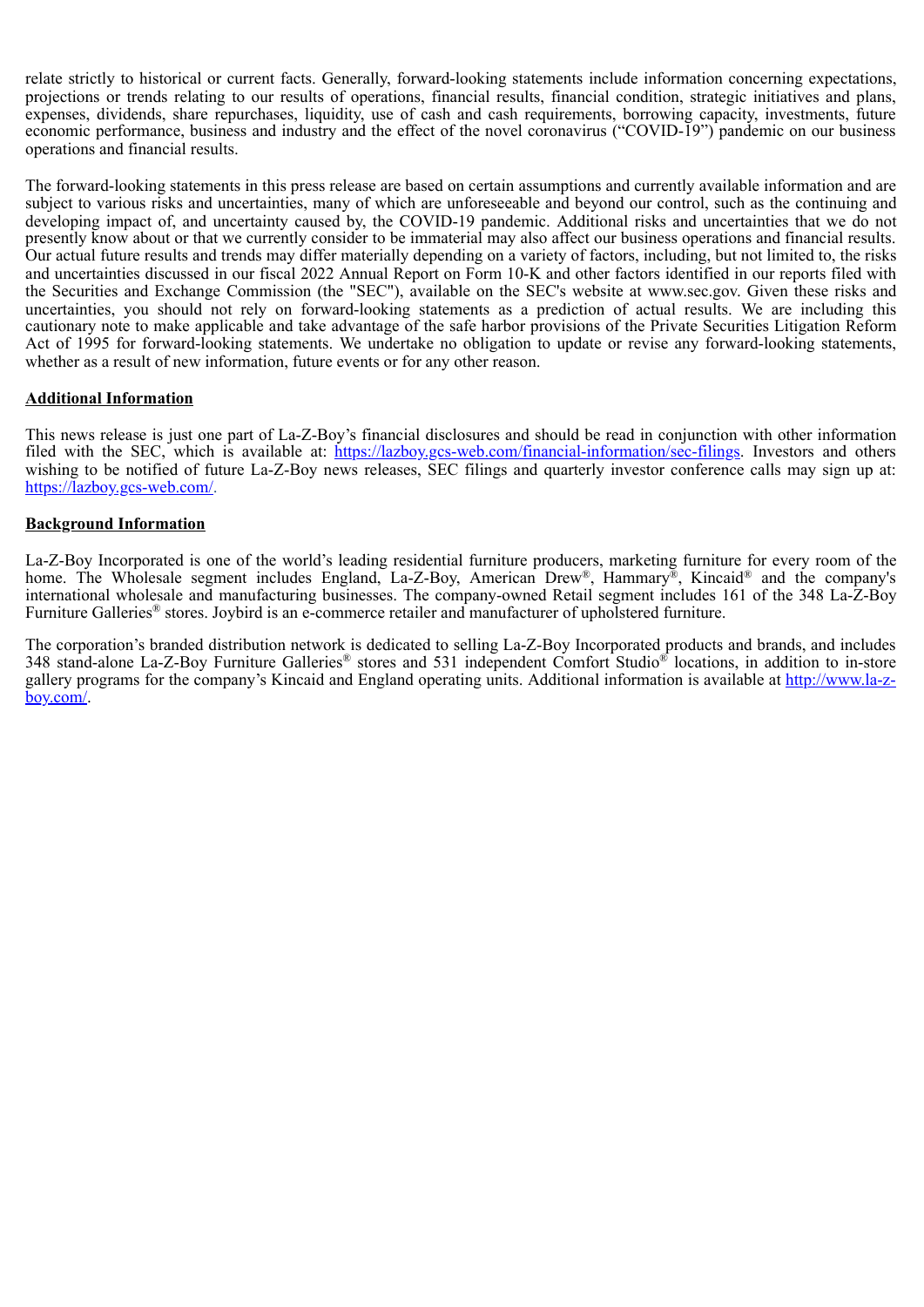relate strictly to historical or current facts. Generally, forward-looking statements include information concerning expectations, projections or trends relating to our results of operations, financial results, financial condition, strategic initiatives and plans, expenses, dividends, share repurchases, liquidity, use of cash and cash requirements, borrowing capacity, investments, future economic performance, business and industry and the effect of the novel coronavirus ("COVID-19") pandemic on our business operations and financial results.

The forward-looking statements in this press release are based on certain assumptions and currently available information and are subject to various risks and uncertainties, many of which are unforeseeable and beyond our control, such as the continuing and developing impact of, and uncertainty caused by, the COVID-19 pandemic. Additional risks and uncertainties that we do not presently know about or that we currently consider to be immaterial may also affect our business operations and financial results. Our actual future results and trends may differ materially depending on a variety of factors, including, but not limited to, the risks and uncertainties discussed in our fiscal 2022 Annual Report on Form 10-K and other factors identified in our reports filed with the Securities and Exchange Commission (the "SEC"), available on the SEC's website at www.sec.gov. Given these risks and uncertainties, you should not rely on forward-looking statements as a prediction of actual results. We are including this cautionary note to make applicable and take advantage of the safe harbor provisions of the Private Securities Litigation Reform Act of 1995 for forward-looking statements. We undertake no obligation to update or revise any forward-looking statements, whether as a result of new information, future events or for any other reason.

**Additional Information**

This news release is just one part of La-Z-Boy's financial disclosures and should be read in conjunction with other information filed with the SEC, which is available at: https://lazboy.gcs-web.com/financial-information/sec-filings. Investors and others wishing to be notified of future La-Z-Boy news releases, SEC filings and quarterly investor conference calls may sign up at: https://lazboy.gcs-web.com/.

**Background Information**

La-Z-Boy Incorporated is one of the world's leading residential furniture producers, marketing furniture for every room of the home. The Wholesale segment includes England, La-Z-Boy, American Drew®, Hammary®, Kincaid® and the company's international wholesale and manufacturing businesses. The company-owned Retail segment includes 161 of the 348 La-Z-Boy Furniture Galleries® stores. Joybird is an e-commerce retailer and manufacturer of upholstered furniture.

The corporation's branded distribution network is dedicated to selling La-Z-Boy Incorporated products and brands, and includes 348 stand-alone La-Z-Boy Furniture Galleries® stores and 531 independent Comfort Studio® locations, in addition to in-store gallery programs for the company's Kincaid and England operating units. Additional information is available at http://www.la-z-boy.com/.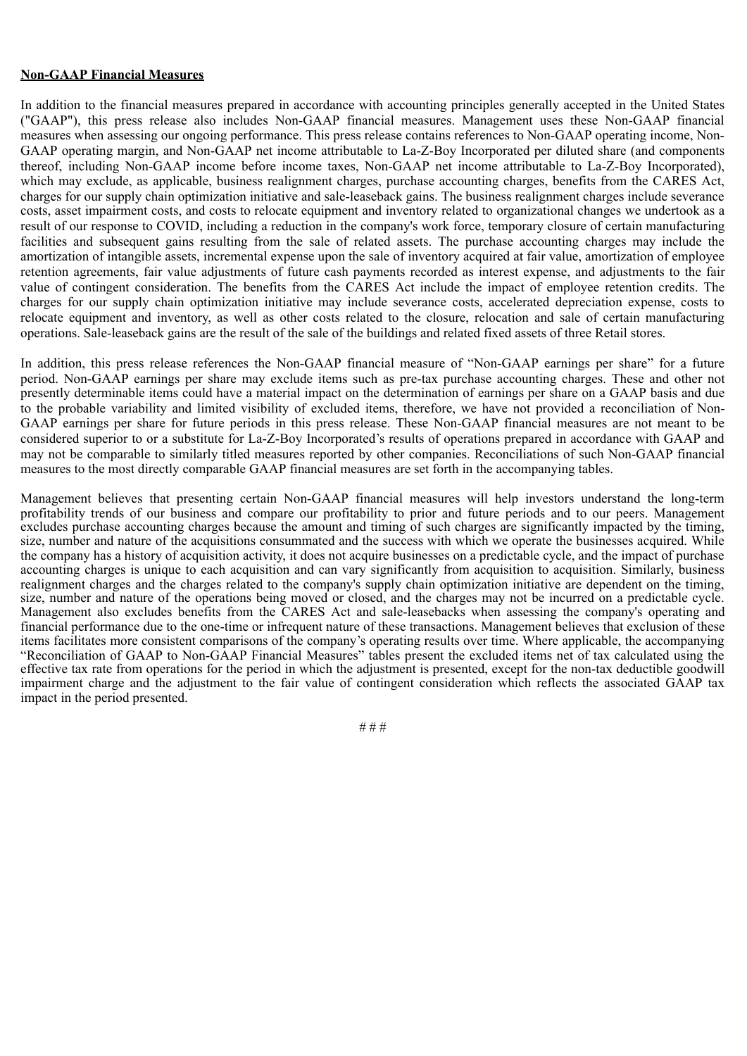**Non-GAAP Financial Measures**

In addition to the financial measures prepared in accordance with accounting principles generally accepted in the United States ("GAAP"), this press release also includes Non-GAAP financial measures. Management uses these Non-GAAP financial measures when assessing our ongoing performance. This press release contains references to Non-GAAP operating income, Non-GAAP operating margin, and Non-GAAP net income attributable to La-Z-Boy Incorporated per diluted share (and components thereof, including Non-GAAP income before income taxes, Non-GAAP net income attributable to La-Z-Boy Incorporated), which may exclude, as applicable, business realignment charges, purchase accounting charges, benefits from the CARES Act, charges for our supply chain optimization initiative and sale-leaseback gains. The business realignment charges include severance costs, asset impairment costs, and costs to relocate equipment and inventory related to organizational changes we undertook as a result of our response to COVID, including a reduction in the company's work force, temporary closure of certain manufacturing facilities and subsequent gains resulting from the sale of related assets. The purchase accounting charges may include the amortization of intangible assets, incremental expense upon the sale of inventory acquired at fair value, amortization of employee retention agreements, fair value adjustments of future cash payments recorded as interest expense, and adjustments to the fair value of contingent consideration. The benefits from the CARES Act include the impact of employee retention credits. The charges for our supply chain optimization initiative may include severance costs, accelerated depreciation expense, costs to relocate equipment and inventory, as well as other costs related to the closure, relocation and sale of certain manufacturing operations. Sale-leaseback gains are the result of the sale of the buildings and related fixed assets of three Retail stores.

In addition, this press release references the Non-GAAP financial measure of “Non-GAAP earnings per share” for a future period. Non-GAAP earnings per share may exclude items such as pre-tax purchase accounting charges. These and other not presently determinable items could have a material impact on the determination of earnings per share on a GAAP basis and due to the probable variability and limited visibility of excluded items, therefore, we have not provided a reconciliation of Non-GAAP earnings per share for future periods in this press release. These Non-GAAP financial measures are not meant to be considered superior to or a substitute for La-Z-Boy Incorporated’s results of operations prepared in accordance with GAAP and may not be comparable to similarly titled measures reported by other companies. Reconciliations of such Non-GAAP financial measures to the most directly comparable GAAP financial measures are set forth in the accompanying tables.

Management believes that presenting certain Non-GAAP financial measures will help investors understand the long-term profitability trends of our business and compare our profitability to prior and future periods and to our peers. Management excludes purchase accounting charges because the amount and timing of such charges are significantly impacted by the timing, size, number and nature of the acquisitions consummated and the success with which we operate the businesses acquired. While the company has a history of acquisition activity, it does not acquire businesses on a predictable cycle, and the impact of purchase accounting charges is unique to each acquisition and can vary significantly from acquisition to acquisition. Similarly, business realignment charges and the charges related to the company's supply chain optimization initiative are dependent on the timing, size, number and nature of the operations being moved or closed, and the charges may not be incurred on a predictable cycle. Management also excludes benefits from the CARES Act and sale-leasebacks when assessing the company's operating and financial performance due to the one-time or infrequent nature of these transactions. Management believes that exclusion of these items facilitates more consistent comparisons of the company’s operating results over time. Where applicable, the accompanying “Reconciliation of GAAP to Non-GAAP Financial Measures” tables present the excluded items net of tax calculated using the effective tax rate from operations for the period in which the adjustment is presented, except for the non-tax deductible goodwill impairment charge and the adjustment to the fair value of contingent consideration which reflects the associated GAAP tax impact in the period presented.

# # #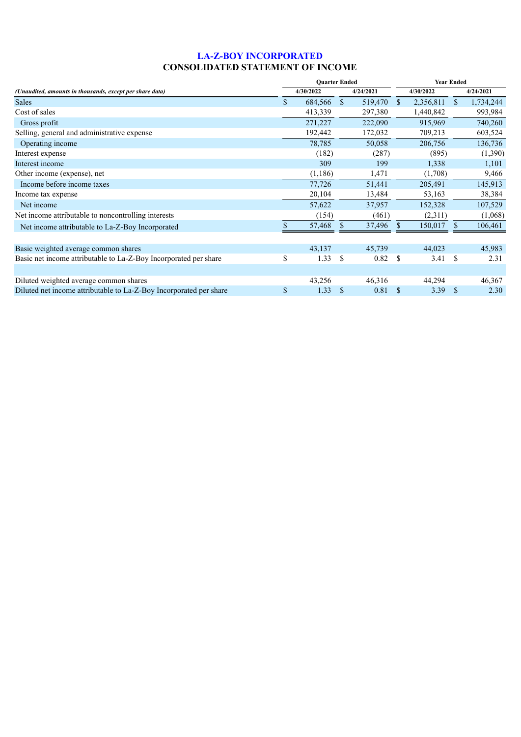# LA-Z-BOY INCORPORATED

## CONSOLIDATED STATEMENT OF INCOME

| *(Unaudited, amounts in thousands, except per share data)* | Quarter Ended | | Year Ended | |
|---|---|---|---|---|
| | 4/30/2022 | 4/24/2021 | 4/30/2022 | 4/24/2021 |
| Sales | $ 684,566 | $ 519,470 | $ 2,356,811 | $ 1,734,244 |
| Cost of sales | 413,339 | 297,380 | 1,440,842 | 993,984 |
| Gross profit | 271,227 | 222,090 | 915,969 | 740,260 |
| Selling, general and administrative expense | 192,442 | 172,032 | 709,213 | 603,524 |
| Operating income | 78,785 | 50,058 | 206,756 | 136,736 |
| Interest expense | (182) | (287) | (895) | (1,390) |
| Interest income | 309 | 199 | 1,338 | 1,101 |
| Other income (expense), net | (1,186) | 1,471 | (1,708) | 9,466 |
| Income before income taxes | 77,726 | 51,441 | 205,491 | 145,913 |
| Income tax expense | 20,104 | 13,484 | 53,163 | 38,384 |
| Net income | 57,622 | 37,957 | 152,328 | 107,529 |
| Net income attributable to noncontrolling interests | (154) | (461) | (2,311) | (1,068) |
| Net income attributable to La-Z-Boy Incorporated | $ 57,468 | $ 37,496 | $ 150,017 | $ 106,461 |
| | | | | |
| Basic weighted average common shares | 43,137 | 45,739 | 44,023 | 45,983 |
| Basic net income attributable to La-Z-Boy Incorporated per share | $ 1.33 | $ 0.82 | $ 3.41 | $ 2.31 |
| | | | | |
| Diluted weighted average common shares | 43,256 | 46,316 | 44,294 | 46,367 |
| Diluted net income attributable to La-Z-Boy Incorporated per share | $ 1.33 | $ 0.81 | $ 3.39 | $ 2.30 |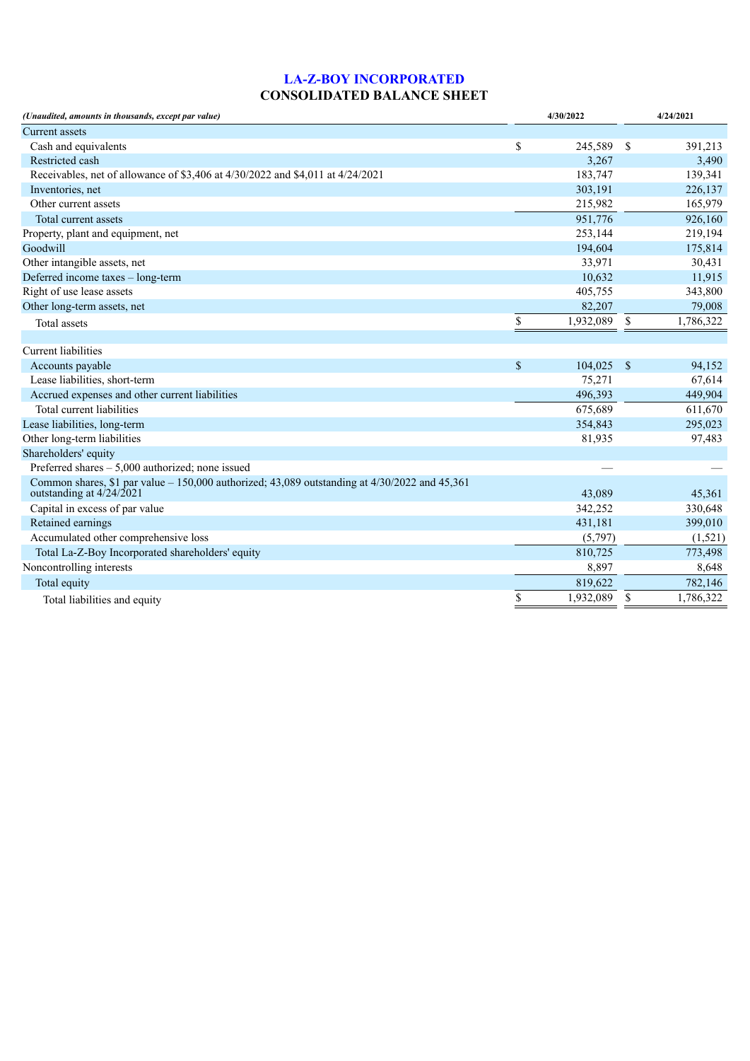# LA-Z-BOY INCORPORATED
## CONSOLIDATED BALANCE SHEET

| *(Unaudited, amounts in thousands, except par value)* | 4/30/2022 | 4/24/2021 |
|---|---|---|
| Current assets | | |
| Cash and equivalents | $ 245,589 | $ 391,213 |
| Restricted cash | 3,267 | 3,490 |
| Receivables, net of allowance of $3,406 at 4/30/2022 and $4,011 at 4/24/2021 | 183,747 | 139,341 |
| Inventories, net | 303,191 | 226,137 |
| Other current assets | 215,982 | 165,979 |
| Total current assets | 951,776 | 926,160 |
| Property, plant and equipment, net | 253,144 | 219,194 |
| Goodwill | 194,604 | 175,814 |
| Other intangible assets, net | 33,971 | 30,431 |
| Deferred income taxes – long-term | 10,632 | 11,915 |
| Right of use lease assets | 405,755 | 343,800 |
| Other long-term assets, net | 82,207 | 79,008 |
| Total assets | $ 1,932,089 | $ 1,786,322 |
| | | |
| Current liabilities | | |
| Accounts payable | $ 104,025 | $ 94,152 |
| Lease liabilities, short-term | 75,271 | 67,614 |
| Accrued expenses and other current liabilities | 496,393 | 449,904 |
| Total current liabilities | 675,689 | 611,670 |
| Lease liabilities, long-term | 354,843 | 295,023 |
| Other long-term liabilities | 81,935 | 97,483 |
| Shareholders' equity | | |
| Preferred shares – 5,000 authorized; none issued | — | — |
| Common shares, $1 par value – 150,000 authorized; 43,089 outstanding at 4/30/2022 and 45,361 outstanding at 4/24/2021 | 43,089 | 45,361 |
| Capital in excess of par value | 342,252 | 330,648 |
| Retained earnings | 431,181 | 399,010 |
| Accumulated other comprehensive loss | (5,797) | (1,521) |
| Total La-Z-Boy Incorporated shareholders' equity | 810,725 | 773,498 |
| Noncontrolling interests | 8,897 | 8,648 |
| Total equity | 819,622 | 782,146 |
| Total liabilities and equity | $ 1,932,089 | $ 1,786,322 |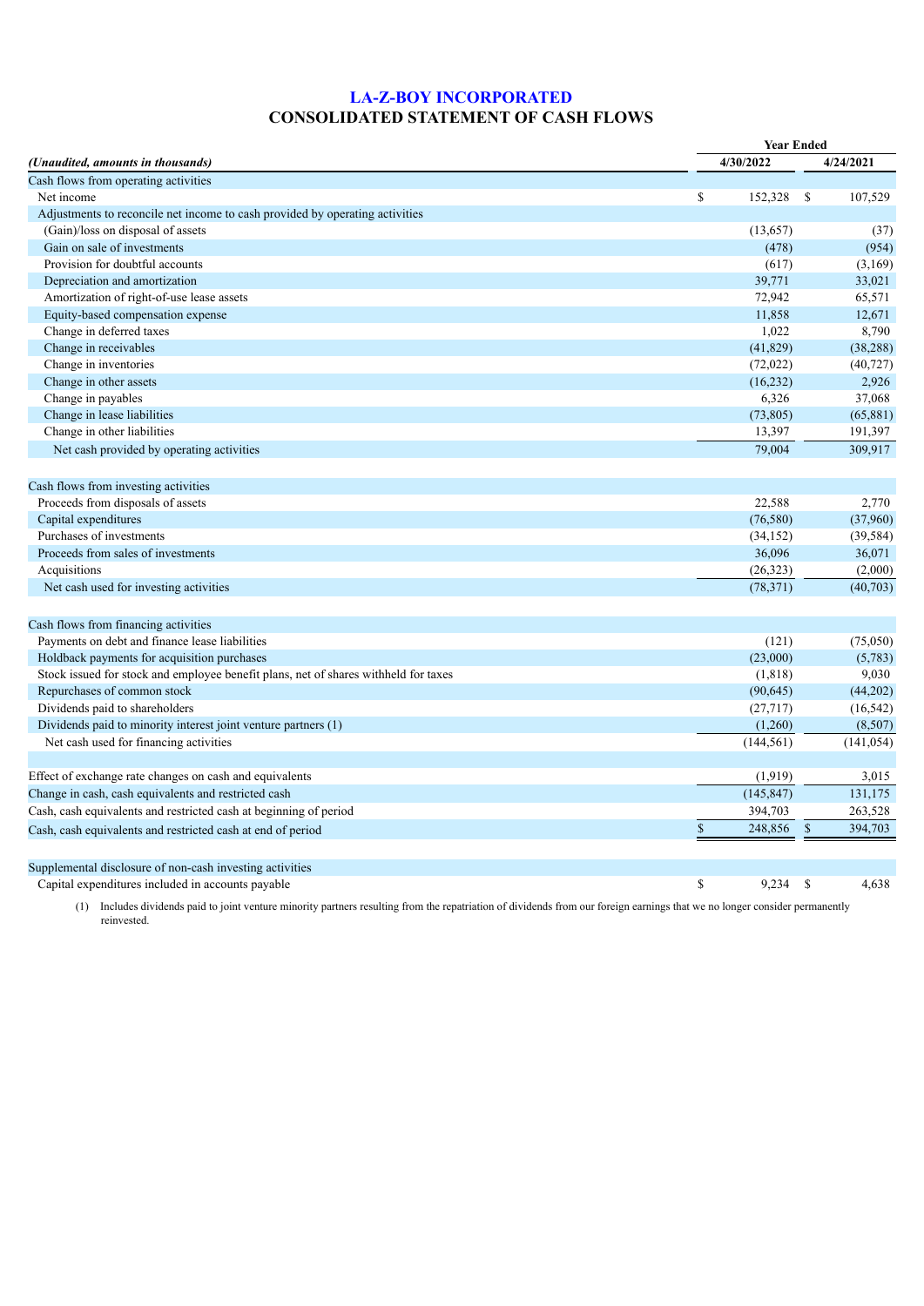# LA-Z-BOY INCORPORATED
## CONSOLIDATED STATEMENT OF CASH FLOWS

| *(Unaudited, amounts in thousands)* | Year Ended 4/30/2022 | Year Ended 4/24/2021 |
|---|---|---|
| Cash flows from operating activities | | |
| Net income | $ 152,328 | $ 107,529 |
| Adjustments to reconcile net income to cash provided by operating activities | | |
| (Gain)/loss on disposal of assets | (13,657) | (37) |
| Gain on sale of investments | (478) | (954) |
| Provision for doubtful accounts | (617) | (3,169) |
| Depreciation and amortization | 39,771 | 33,021 |
| Amortization of right-of-use lease assets | 72,942 | 65,571 |
| Equity-based compensation expense | 11,858 | 12,671 |
| Change in deferred taxes | 1,022 | 8,790 |
| Change in receivables | (41,829) | (38,288) |
| Change in inventories | (72,022) | (40,727) |
| Change in other assets | (16,232) | 2,926 |
| Change in payables | 6,326 | 37,068 |
| Change in lease liabilities | (73,805) | (65,881) |
| Change in other liabilities | 13,397 | 191,397 |
| Net cash provided by operating activities | 79,004 | 309,917 |
| | | |
| Cash flows from investing activities | | |
| Proceeds from disposals of assets | 22,588 | 2,770 |
| Capital expenditures | (76,580) | (37,960) |
| Purchases of investments | (34,152) | (39,584) |
| Proceeds from sales of investments | 36,096 | 36,071 |
| Acquisitions | (26,323) | (2,000) |
| Net cash used for investing activities | (78,371) | (40,703) |
| | | |
| Cash flows from financing activities | | |
| Payments on debt and finance lease liabilities | (121) | (75,050) |
| Holdback payments for acquisition purchases | (23,000) | (5,783) |
| Stock issued for stock and employee benefit plans, net of shares withheld for taxes | (1,818) | 9,030 |
| Repurchases of common stock | (90,645) | (44,202) |
| Dividends paid to shareholders | (27,717) | (16,542) |
| Dividends paid to minority interest joint venture partners (1) | (1,260) | (8,507) |
| Net cash used for financing activities | (144,561) | (141,054) |
| | | |
| Effect of exchange rate changes on cash and equivalents | (1,919) | 3,015 |
| Change in cash, cash equivalents and restricted cash | (145,847) | 131,175 |
| Cash, cash equivalents and restricted cash at beginning of period | 394,703 | 263,528 |
| Cash, cash equivalents and restricted cash at end of period | $ 248,856 | $ 394,703 |
| | | |
| Supplemental disclosure of non-cash investing activities | | |
| Capital expenditures included in accounts payable | $ 9,234 | $ 4,638 |

(1) Includes dividends paid to joint venture minority partners resulting from the repatriation of dividends from our foreign earnings that we no longer consider permanently reinvested.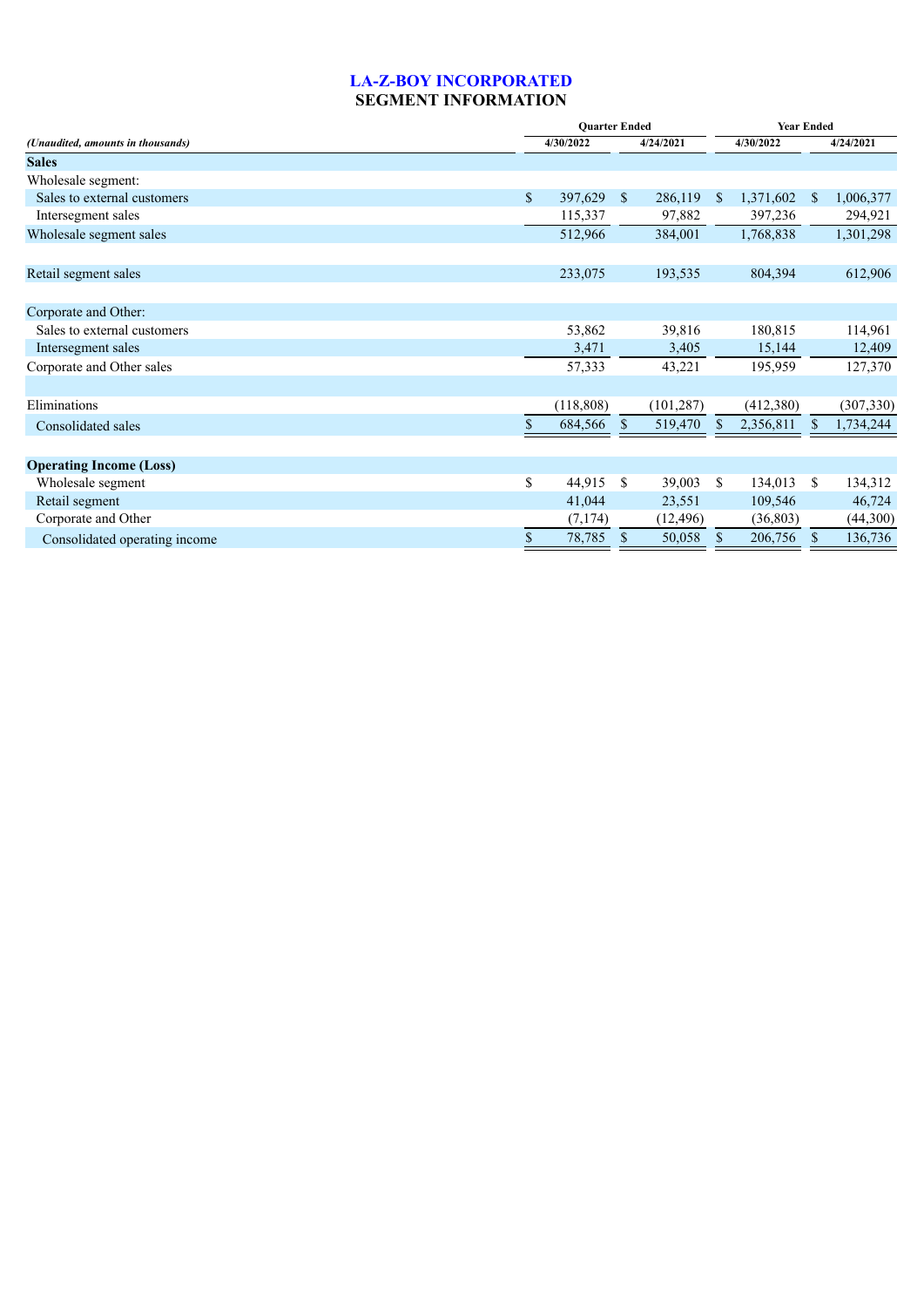# LA-Z-BOY INCORPORATED
## SEGMENT INFORMATION

| *(Unaudited, amounts in thousands)* | Quarter Ended | | Year Ended | |
|---|---|---|---|---|
| | 4/30/2022 | 4/24/2021 | 4/30/2022 | 4/24/2021 |
| **Sales** | | | | |
| Wholesale segment: | | | | |
| Sales to external customers | $ 397,629 | $ 286,119 | $ 1,371,602 | $ 1,006,377 |
| Intersegment sales | 115,337 | 97,882 | 397,236 | 294,921 |
| Wholesale segment sales | 512,966 | 384,001 | 1,768,838 | 1,301,298 |
| | | | | |
| Retail segment sales | 233,075 | 193,535 | 804,394 | 612,906 |
| | | | | |
| Corporate and Other: | | | | |
| Sales to external customers | 53,862 | 39,816 | 180,815 | 114,961 |
| Intersegment sales | 3,471 | 3,405 | 15,144 | 12,409 |
| Corporate and Other sales | 57,333 | 43,221 | 195,959 | 127,370 |
| | | | | |
| Eliminations | (118,808) | (101,287) | (412,380) | (307,330) |
| Consolidated sales | $ 684,566 | $ 519,470 | $ 2,356,811 | $ 1,734,244 |
| | | | | |
| **Operating Income (Loss)** | | | | |
| Wholesale segment | $ 44,915 | $ 39,003 | $ 134,013 | $ 134,312 |
| Retail segment | 41,044 | 23,551 | 109,546 | 46,724 |
| Corporate and Other | (7,174) | (12,496) | (36,803) | (44,300) |
| Consolidated operating income | $ 78,785 | $ 50,058 | $ 206,756 | $ 136,736 |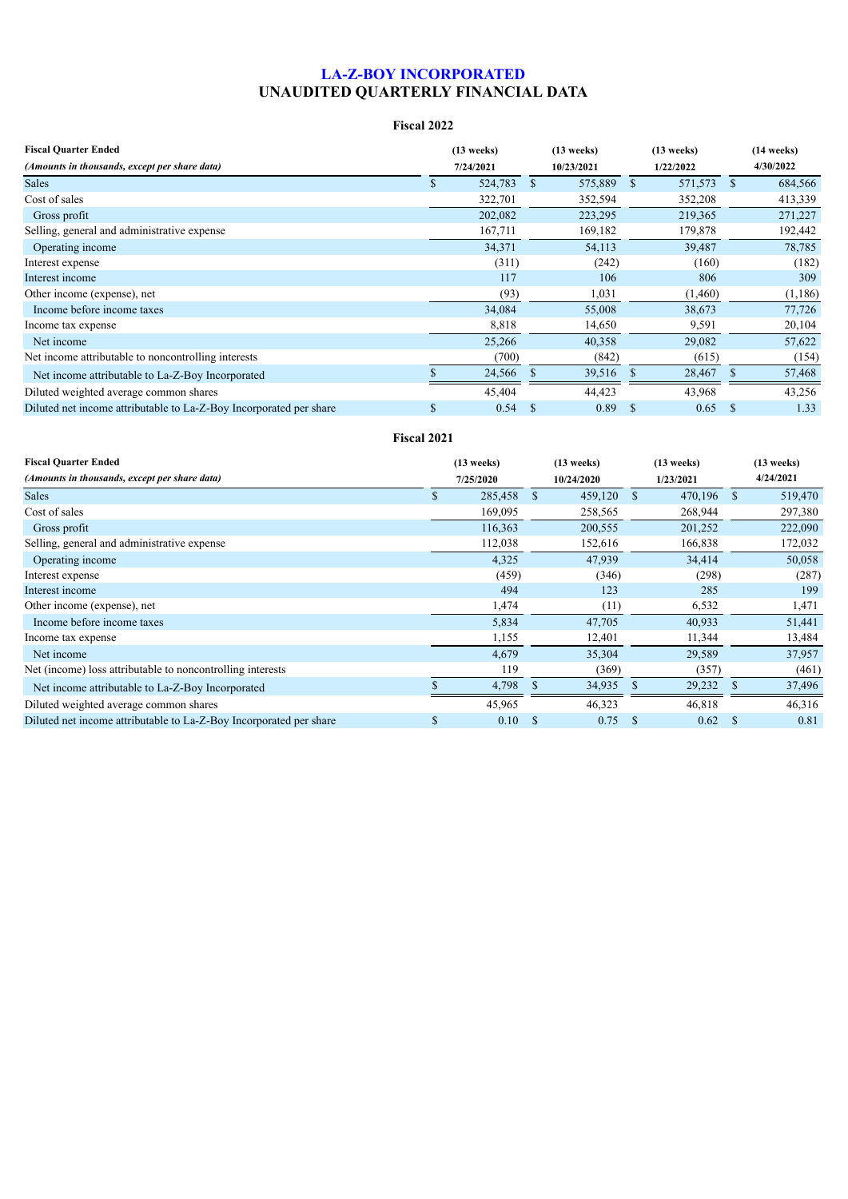# LA-Z-BOY INCORPORATED
# UNAUDITED QUARTERLY FINANCIAL DATA

## Fiscal 2022

| **Fiscal Quarter Ended** | **(13 weeks)** | **(13 weeks)** | **(13 weeks)** | **(14 weeks)** |
|---|---|---|---|---|
| ***(Amounts in thousands, except per share data)*** | **7/24/2021** | **10/23/2021** | **1/22/2022** | **4/30/2022** |
| Sales | $ 524,783 | $ 575,889 | $ 571,573 | $ 684,566 |
| Cost of sales | 322,701 | 352,594 | 352,208 | 413,339 |
| Gross profit | 202,082 | 223,295 | 219,365 | 271,227 |
| Selling, general and administrative expense | 167,711 | 169,182 | 179,878 | 192,442 |
| Operating income | 34,371 | 54,113 | 39,487 | 78,785 |
| Interest expense | (311) | (242) | (160) | (182) |
| Interest income | 117 | 106 | 806 | 309 |
| Other income (expense), net | (93) | 1,031 | (1,460) | (1,186) |
| Income before income taxes | 34,084 | 55,008 | 38,673 | 77,726 |
| Income tax expense | 8,818 | 14,650 | 9,591 | 20,104 |
| Net income | 25,266 | 40,358 | 29,082 | 57,622 |
| Net income attributable to noncontrolling interests | (700) | (842) | (615) | (154) |
| Net income attributable to La-Z-Boy Incorporated | $ 24,566 | $ 39,516 | $ 28,467 | $ 57,468 |
| Diluted weighted average common shares | 45,404 | 44,423 | 43,968 | 43,256 |
| Diluted net income attributable to La-Z-Boy Incorporated per share | $ 0.54 | $ 0.89 | $ 0.65 | $ 1.33 |

## Fiscal 2021

| **Fiscal Quarter Ended** | **(13 weeks)** | **(13 weeks)** | **(13 weeks)** | **(13 weeks)** |
|---|---|---|---|---|
| ***(Amounts in thousands, except per share data)*** | **7/25/2020** | **10/24/2020** | **1/23/2021** | **4/24/2021** |
| Sales | $ 285,458 | $ 459,120 | $ 470,196 | $ 519,470 |
| Cost of sales | 169,095 | 258,565 | 268,944 | 297,380 |
| Gross profit | 116,363 | 200,555 | 201,252 | 222,090 |
| Selling, general and administrative expense | 112,038 | 152,616 | 166,838 | 172,032 |
| Operating income | 4,325 | 47,939 | 34,414 | 50,058 |
| Interest expense | (459) | (346) | (298) | (287) |
| Interest income | 494 | 123 | 285 | 199 |
| Other income (expense), net | 1,474 | (11) | 6,532 | 1,471 |
| Income before income taxes | 5,834 | 47,705 | 40,933 | 51,441 |
| Income tax expense | 1,155 | 12,401 | 11,344 | 13,484 |
| Net income | 4,679 | 35,304 | 29,589 | 37,957 |
| Net (income) loss attributable to noncontrolling interests | 119 | (369) | (357) | (461) |
| Net income attributable to La-Z-Boy Incorporated | $ 4,798 | $ 34,935 | $ 29,232 | $ 37,496 |
| Diluted weighted average common shares | 45,965 | 46,323 | 46,818 | 46,316 |
| Diluted net income attributable to La-Z-Boy Incorporated per share | $ 0.10 | $ 0.75 | $ 0.62 | $ 0.81 |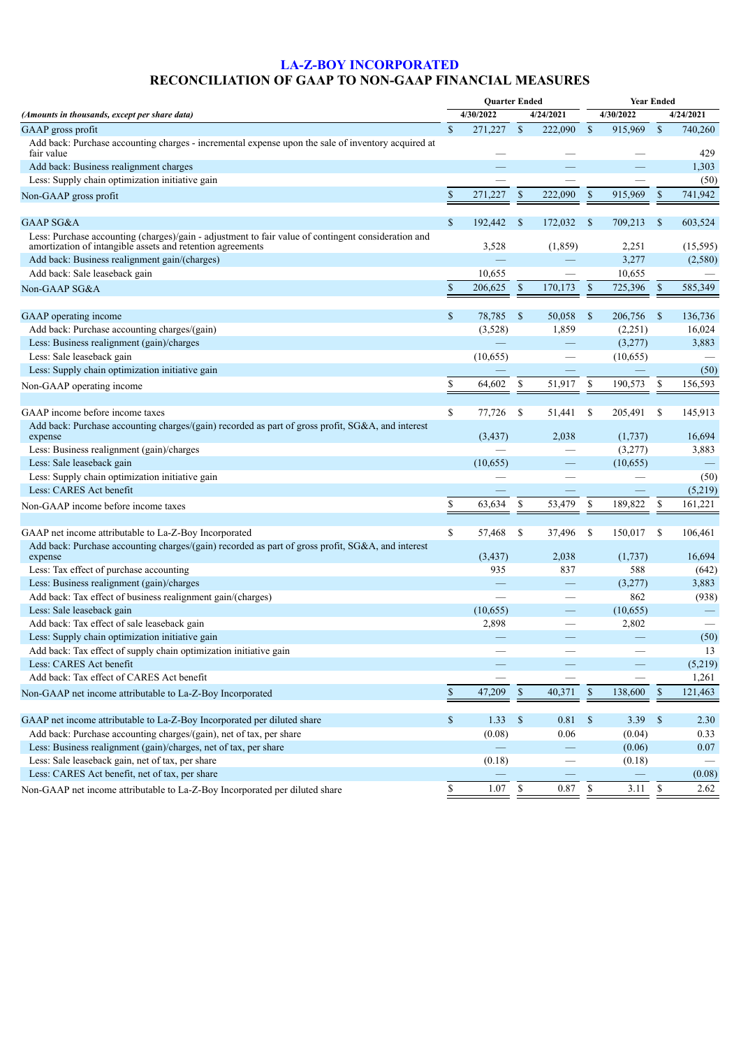# LA-Z-BOY INCORPORATED

## RECONCILIATION OF GAAP TO NON-GAAP FINANCIAL MEASURES

| *(Amounts in thousands, except per share data)* | Quarter Ended | | Year Ended | |
|---|---|---|---|---|
| | 4/30/2022 | 4/24/2021 | 4/30/2022 | 4/24/2021 |
| GAAP gross profit | $ 271,227 | $ 222,090 | $ 915,969 | $ 740,260 |
| Add back: Purchase accounting charges - incremental expense upon the sale of inventory acquired at fair value | — | — | — | 429 |
| Add back: Business realignment charges | — | — | — | 1,303 |
| Less: Supply chain optimization initiative gain | — | — | — | (50) |
| Non-GAAP gross profit | $ 271,227 | $ 222,090 | $ 915,969 | $ 741,942 |
| | | | | |
| GAAP SG&A | $ 192,442 | $ 172,032 | $ 709,213 | $ 603,524 |
| Less: Purchase accounting (charges)/gain - adjustment to fair value of contingent consideration and amortization of intangible assets and retention agreements | 3,528 | (1,859) | 2,251 | (15,595) |
| Add back: Business realignment gain/(charges) | — | — | 3,277 | (2,580) |
| Add back: Sale leaseback gain | 10,655 | — | 10,655 | — |
| Non-GAAP SG&A | $ 206,625 | $ 170,173 | $ 725,396 | $ 585,349 |
| | | | | |
| GAAP operating income | $ 78,785 | $ 50,058 | $ 206,756 | $ 136,736 |
| Add back: Purchase accounting charges/(gain) | (3,528) | 1,859 | (2,251) | 16,024 |
| Less: Business realignment (gain)/charges | — | — | (3,277) | 3,883 |
| Less: Sale leaseback gain | (10,655) | — | (10,655) | — |
| Less: Supply chain optimization initiative gain | — | — | — | (50) |
| Non-GAAP operating income | $ 64,602 | $ 51,917 | $ 190,573 | $ 156,593 |
| | | | | |
| GAAP income before income taxes | $ 77,726 | $ 51,441 | $ 205,491 | $ 145,913 |
| Add back: Purchase accounting charges/(gain) recorded as part of gross profit, SG&A, and interest expense | (3,437) | 2,038 | (1,737) | 16,694 |
| Less: Business realignment (gain)/charges | — | — | (3,277) | 3,883 |
| Less: Sale leaseback gain | (10,655) | — | (10,655) | — |
| Less: Supply chain optimization initiative gain | — | — | — | (50) |
| Less: CARES Act benefit | — | — | — | (5,219) |
| Non-GAAP income before income taxes | $ 63,634 | $ 53,479 | $ 189,822 | $ 161,221 |
| | | | | |
| GAAP net income attributable to La-Z-Boy Incorporated | $ 57,468 | $ 37,496 | $ 150,017 | $ 106,461 |
| Add back: Purchase accounting charges/(gain) recorded as part of gross profit, SG&A, and interest expense | (3,437) | 2,038 | (1,737) | 16,694 |
| Less: Tax effect of purchase accounting | 935 | 837 | 588 | (642) |
| Less: Business realignment (gain)/charges | — | — | (3,277) | 3,883 |
| Add back: Tax effect of business realignment gain/(charges) | — | — | 862 | (938) |
| Less: Sale leaseback gain | (10,655) | — | (10,655) | — |
| Add back: Tax effect of sale leaseback gain | 2,898 | — | 2,802 | — |
| Less: Supply chain optimization initiative gain | — | — | — | (50) |
| Add back: Tax effect of supply chain optimization initiative gain | — | — | — | 13 |
| Less: CARES Act benefit | — | — | — | (5,219) |
| Add back: Tax effect of CARES Act benefit | — | — | — | 1,261 |
| Non-GAAP net income attributable to La-Z-Boy Incorporated | $ 47,209 | $ 40,371 | $ 138,600 | $ 121,463 |
| | | | | |
| GAAP net income attributable to La-Z-Boy Incorporated per diluted share | $ 1.33 | $ 0.81 | $ 3.39 | $ 2.30 |
| Add back: Purchase accounting charges/(gain), net of tax, per share | (0.08) | 0.06 | (0.04) | 0.33 |
| Less: Business realignment (gain)/charges, net of tax, per share | — | — | (0.06) | 0.07 |
| Less: Sale leaseback gain, net of tax, per share | (0.18) | — | (0.18) | — |
| Less: CARES Act benefit, net of tax, per share | — | — | — | (0.08) |
| Non-GAAP net income attributable to La-Z-Boy Incorporated per diluted share | $ 1.07 | $ 0.87 | $ 3.11 | $ 2.62 |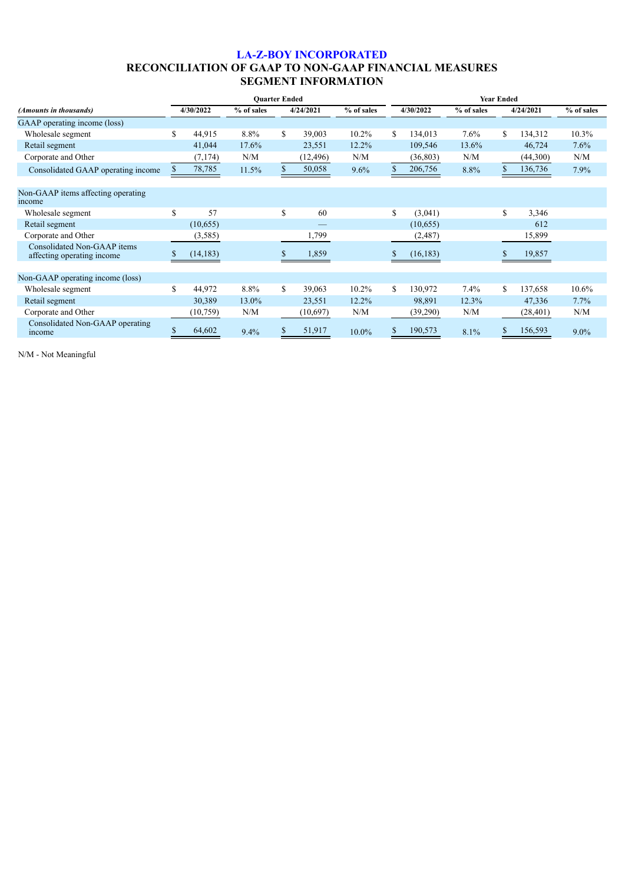# LA-Z-BOY INCORPORATED

## RECONCILIATION OF GAAP TO NON-GAAP FINANCIAL MEASURES

## SEGMENT INFORMATION

| *(Amounts in thousands)* | Quarter Ended | | | | Year Ended | | | |
|---|---|---|---|---|---|---|---|---|
| | 4/30/2022 | % of sales | 4/24/2021 | % of sales | 4/30/2022 | % of sales | 4/24/2021 | % of sales |
| GAAP operating income (loss) | | | | | | | | |
| Wholesale segment | $ 44,915 | 8.8% | $ 39,003 | 10.2% | $ 134,013 | 7.6% | $ 134,312 | 10.3% |
| Retail segment | 41,044 | 17.6% | 23,551 | 12.2% | 109,546 | 13.6% | 46,724 | 7.6% |
| Corporate and Other | (7,174) | N/M | (12,496) | N/M | (36,803) | N/M | (44,300) | N/M |
| Consolidated GAAP operating income | $ 78,785 | 11.5% | $ 50,058 | 9.6% | $ 206,756 | 8.8% | $ 136,736 | 7.9% |
| | | | | | | | | |
| Non-GAAP items affecting operating income | | | | | | | | |
| Wholesale segment | $ 57 | | $ 60 | | $ (3,041) | | $ 3,346 | |
| Retail segment | (10,655) | | — | | (10,655) | | 612 | |
| Corporate and Other | (3,585) | | 1,799 | | (2,487) | | 15,899 | |
| Consolidated Non-GAAP items affecting operating income | $ (14,183) | | $ 1,859 | | $ (16,183) | | $ 19,857 | |
| | | | | | | | | |
| Non-GAAP operating income (loss) | | | | | | | | |
| Wholesale segment | $ 44,972 | 8.8% | $ 39,063 | 10.2% | $ 130,972 | 7.4% | $ 137,658 | 10.6% |
| Retail segment | 30,389 | 13.0% | 23,551 | 12.2% | 98,891 | 12.3% | 47,336 | 7.7% |
| Corporate and Other | (10,759) | N/M | (10,697) | N/M | (39,290) | N/M | (28,401) | N/M |
| Consolidated Non-GAAP operating income | $ 64,602 | 9.4% | $ 51,917 | 10.0% | $ 190,573 | 8.1% | $ 156,593 | 9.0% |

N/M - Not Meaningful